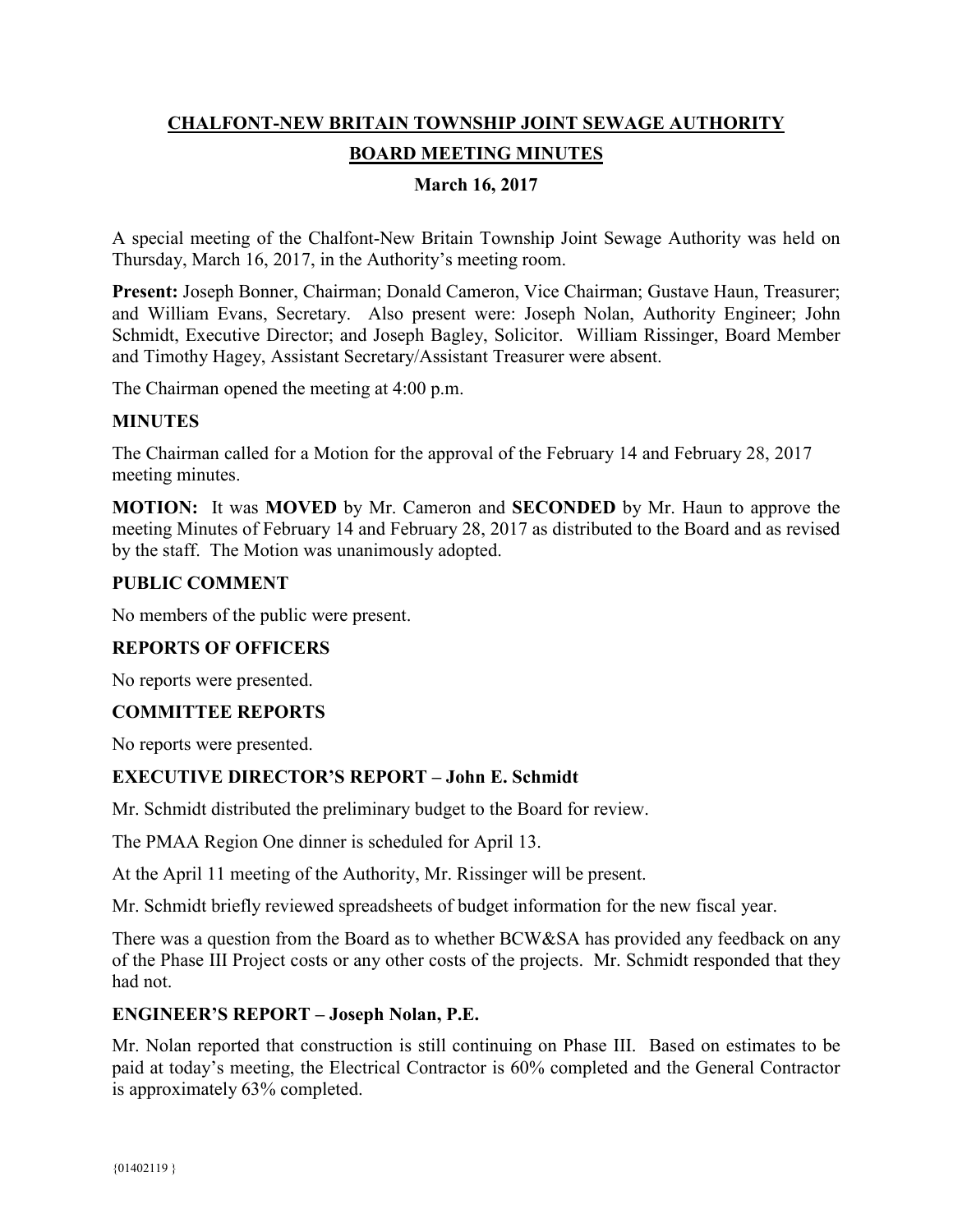# CHALFONT-NEW BRITAIN TOWNSHIP JOINT SEWAGE AUTHORITY

## BOARD MEETING MINUTES

### March 16, 2017

A special meeting of the Chalfont-New Britain Township Joint Sewage Authority was held on Thursday, March 16, 2017, in the Authority's meeting room.

**Present:** Joseph Bonner, Chairman; Donald Cameron, Vice Chairman; Gustave Haun, Treasurer; and William Evans, Secretary. Also present were: Joseph Nolan, Authority Engineer; John Schmidt, Executive Director; and Joseph Bagley, Solicitor. William Rissinger, Board Member and Timothy Hagey, Assistant Secretary/Assistant Treasurer were absent.

The Chairman opened the meeting at 4:00 p.m.

**MINUTES**

The Chairman called for a Motion for the approval of the February 14 and February 28, 2017 meeting minutes.

**MOTION:** It was **MOVED** by Mr. Cameron and **SECONDED** by Mr. Haun to approve the meeting Minutes of February 14 and February 28, 2017 as distributed to the Board and as revised by the staff. The Motion was unanimously adopted.

**PUBLIC COMMENT**

No members of the public were present.

**REPORTS OF OFFICERS**

No reports were presented.

**COMMITTEE REPORTS**

No reports were presented.

**EXECUTIVE DIRECTOR'S REPORT – John E. Schmidt**

Mr. Schmidt distributed the preliminary budget to the Board for review.

The PMAA Region One dinner is scheduled for April 13.

At the April 11 meeting of the Authority, Mr. Rissinger will be present.

Mr. Schmidt briefly reviewed spreadsheets of budget information for the new fiscal year.

There was a question from the Board as to whether BCW&SA has provided any feedback on any of the Phase III Project costs or any other costs of the projects. Mr. Schmidt responded that they had not.

**ENGINEER'S REPORT – Joseph Nolan, P.E.**

Mr. Nolan reported that construction is still continuing on Phase III. Based on estimates to be paid at today's meeting, the Electrical Contractor is 60% completed and the General Contractor is approximately 63% completed.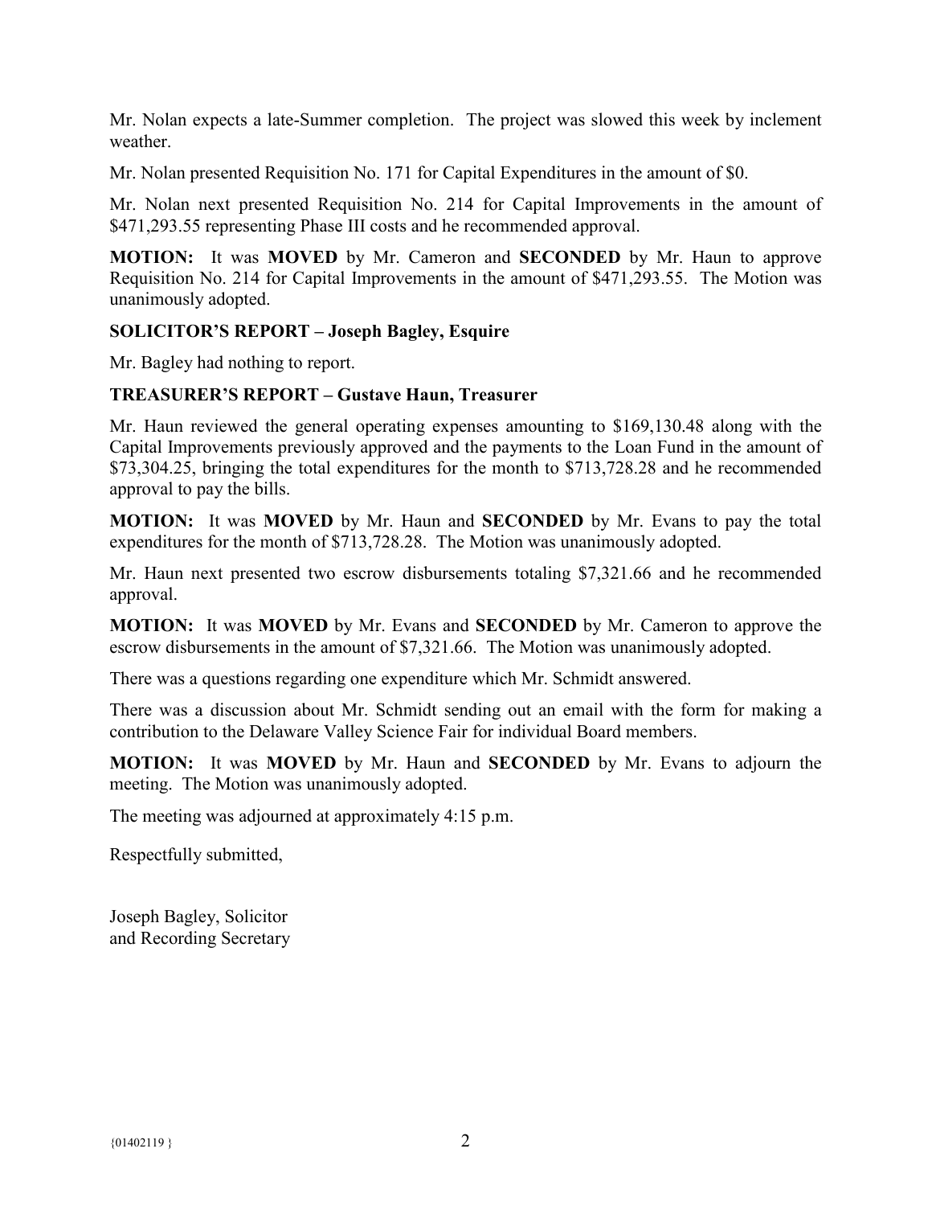Mr. Nolan expects a late-Summer completion. The project was slowed this week by inclement weather.

Mr. Nolan presented Requisition No. 171 for Capital Expenditures in the amount of $0.

Mr. Nolan next presented Requisition No. 214 for Capital Improvements in the amount of $471,293.55 representing Phase III costs and he recommended approval.

**MOTION:** It was **MOVED** by Mr. Cameron and **SECONDED** by Mr. Haun to approve Requisition No. 214 for Capital Improvements in the amount of $471,293.55. The Motion was unanimously adopted.

**SOLICITOR'S REPORT – Joseph Bagley, Esquire**

Mr. Bagley had nothing to report.

**TREASURER'S REPORT – Gustave Haun, Treasurer**

Mr. Haun reviewed the general operating expenses amounting to $169,130.48 along with the Capital Improvements previously approved and the payments to the Loan Fund in the amount of $73,304.25, bringing the total expenditures for the month to $713,728.28 and he recommended approval to pay the bills.

**MOTION:** It was **MOVED** by Mr. Haun and **SECONDED** by Mr. Evans to pay the total expenditures for the month of $713,728.28. The Motion was unanimously adopted.

Mr. Haun next presented two escrow disbursements totaling $7,321.66 and he recommended approval.

**MOTION:** It was **MOVED** by Mr. Evans and **SECONDED** by Mr. Cameron to approve the escrow disbursements in the amount of $7,321.66. The Motion was unanimously adopted.

There was a questions regarding one expenditure which Mr. Schmidt answered.

There was a discussion about Mr. Schmidt sending out an email with the form for making a contribution to the Delaware Valley Science Fair for individual Board members.

**MOTION:** It was **MOVED** by Mr. Haun and **SECONDED** by Mr. Evans to adjourn the meeting. The Motion was unanimously adopted.

The meeting was adjourned at approximately 4:15 p.m.

Respectfully submitted,

Joseph Bagley, Solicitor
and Recording Secretary

{01402119 }